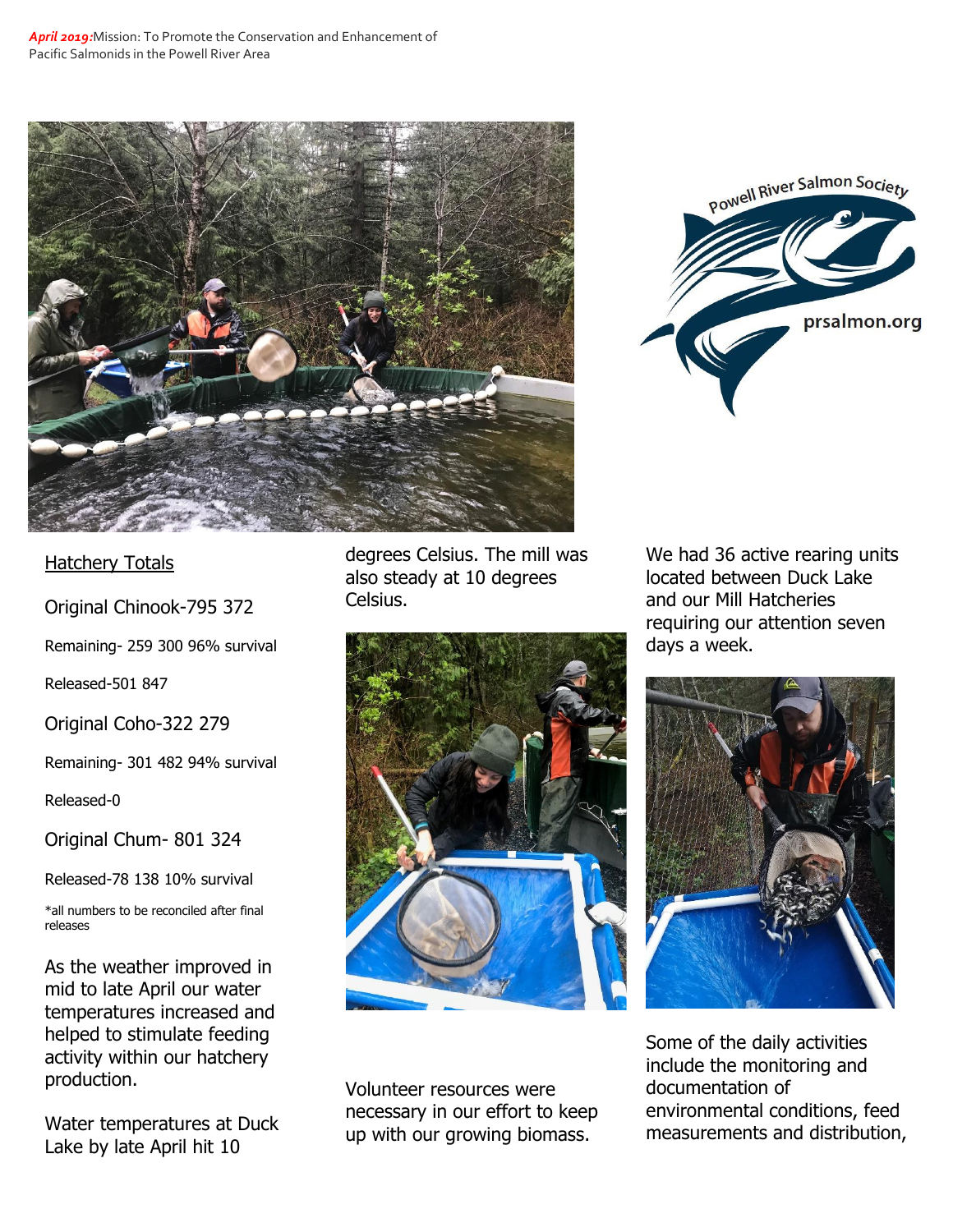*April 2019:* Mission: To Promote the Conservation and Enhancement of Pacific Salmonids in the Powell River Area

Powell River Salmon Society

prsalmon.org

## Hatchery Totals

Original Chinook-795 372

Remaining- 259 300 96% survival

Released-501 847

Original Coho-322 279

Remaining- 301 482 94% survival

Released-0

Original Chum- 801 324

Released-78 138 10% survival

*all numbers to be reconciled after final releases

As the weather improved in mid to late April our water temperatures increased and helped to stimulate feeding activity within our hatchery production.

Water temperatures at Duck Lake by late April hit 10 degrees Celsius. The mill was also steady at 10 degrees Celsius.

Volunteer resources were necessary in our effort to keep up with our growing biomass.

We had 36 active rearing units located between Duck Lake and our Mill Hatcheries requiring our attention seven days a week.

Some of the daily activities include the monitoring and documentation of environmental conditions, feed measurements and distribution,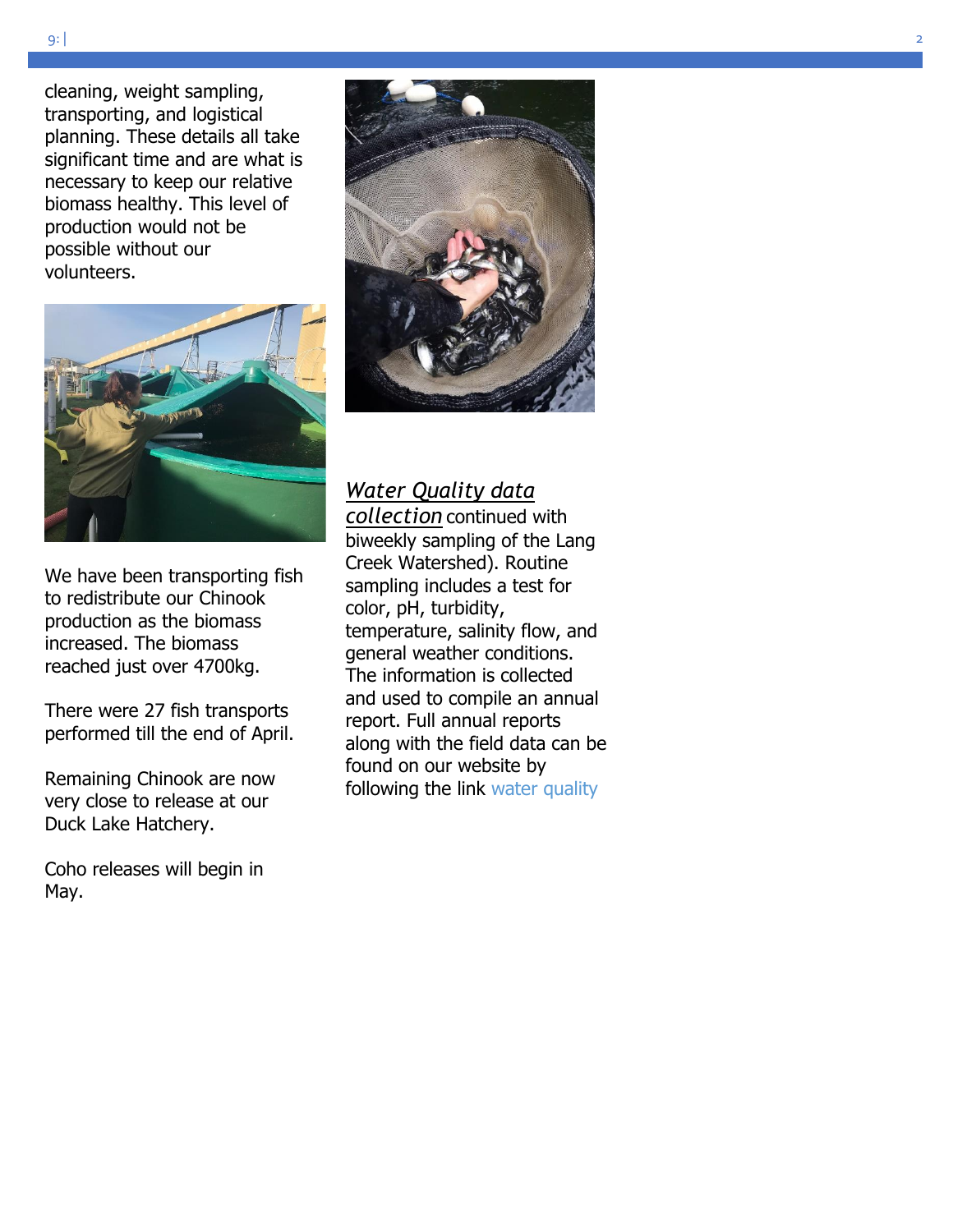cleaning, weight sampling, transporting, and logistical planning. These details all take significant time and are what is necessary to keep our relative biomass healthy. This level of production would not be possible without our volunteers.

We have been transporting fish to redistribute our Chinook production as the biomass increased. The biomass reached just over 4700kg.

There were 27 fish transports performed till the end of April.

Remaining Chinook are now very close to release at our Duck Lake Hatchery.

Coho releases will begin in May.

***Water Quality data collection*** continued with biweekly sampling of the Lang Creek Watershed). Routine sampling includes a test for color, pH, turbidity, temperature, salinity flow, and general weather conditions. The information is collected and used to compile an annual report. Full annual reports along with the field data can be found on our website by following the link water quality